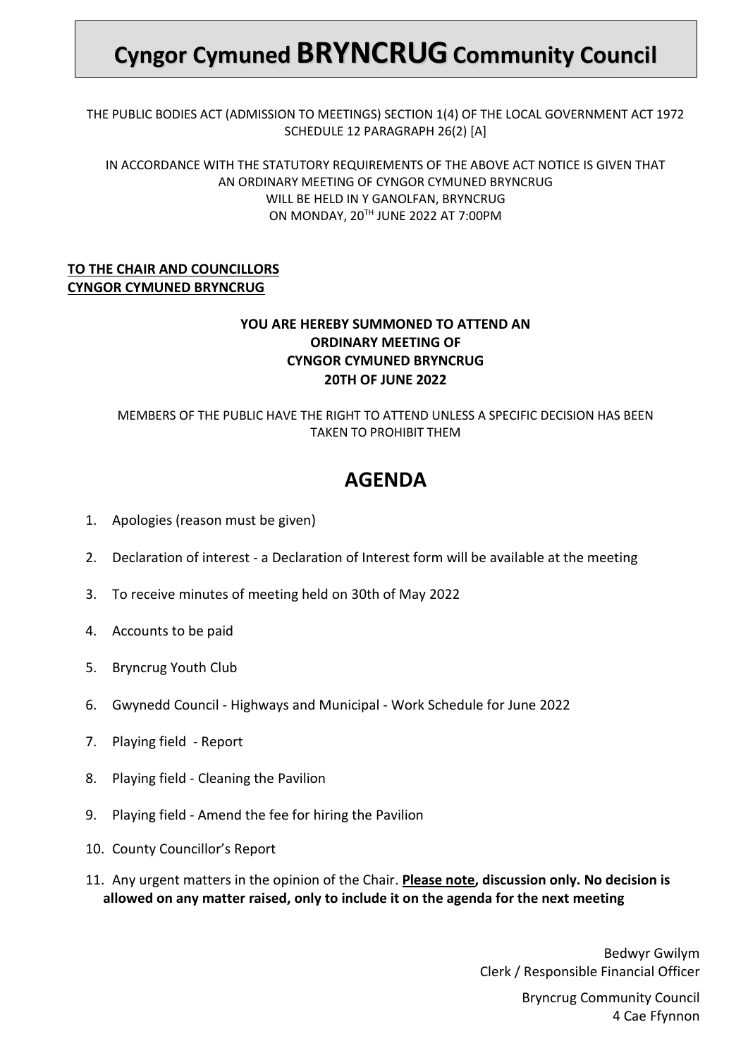# Cyngor Cymuned **BRYNCRUG** Community Council

THE PUBLIC BODIES ACT (ADMISSION TO MEETINGS) SECTION 1(4) OF THE LOCAL GOVERNMENT ACT 1972 SCHEDULE 12 PARAGRAPH 26(2) [A]

IN ACCORDANCE WITH THE STATUTORY REQUIREMENTS OF THE ABOVE ACT NOTICE IS GIVEN THAT AN ORDINARY MEETING OF CYNGOR CYMUNED BRYNCRUG WILL BE HELD IN Y GANOLFAN, BRYNCRUG ON MONDAY, 20TH JUNE 2022 AT 7:00PM

**TO THE CHAIR AND COUNCILLORS**
**CYNGOR CYMUNED BRYNCRUG**

**YOU ARE HEREBY SUMMONED TO ATTEND AN ORDINARY MEETING OF CYNGOR CYMUNED BRYNCRUG 20TH OF JUNE 2022**

MEMBERS OF THE PUBLIC HAVE THE RIGHT TO ATTEND UNLESS A SPECIFIC DECISION HAS BEEN TAKEN TO PROHIBIT THEM

## AGENDA

1. Apologies (reason must be given)
2. Declaration of interest - a Declaration of Interest form will be available at the meeting
3. To receive minutes of meeting held on 30th of May 2022
4. Accounts to be paid
5. Bryncrug Youth Club
6. Gwynedd Council - Highways and Municipal - Work Schedule for June 2022
7. Playing field - Report
8. Playing field - Cleaning the Pavilion
9. Playing field - Amend the fee for hiring the Pavilion
10. County Councillor's Report
11. Any urgent matters in the opinion of the Chair. **Please note, discussion only. No decision is allowed on any matter raised, only to include it on the agenda for the next meeting**

Bedwyr Gwilym
Clerk / Responsible Financial Officer

Bryncrug Community Council
4 Cae Ffynnon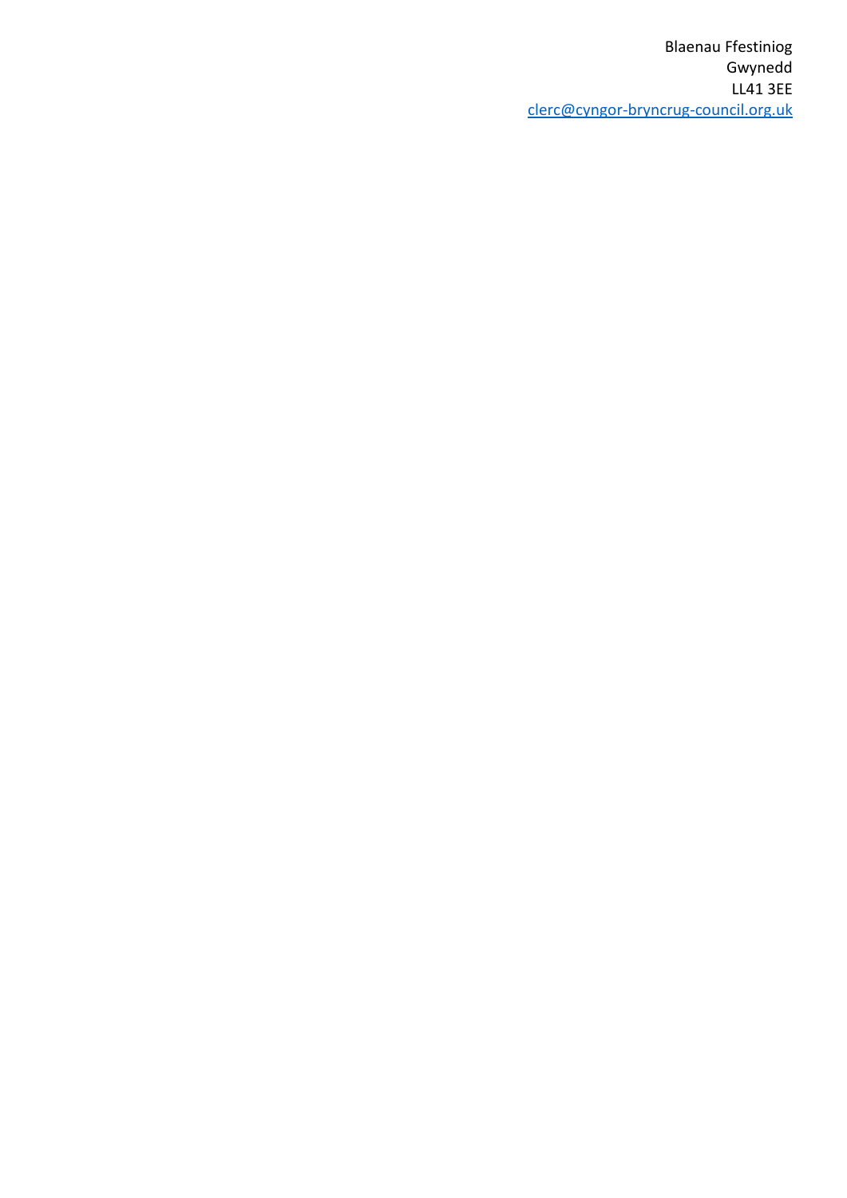Blaenau Ffestiniog
Gwynedd
LL41 3EE
clerc@cyngor-bryncrug-council.org.uk